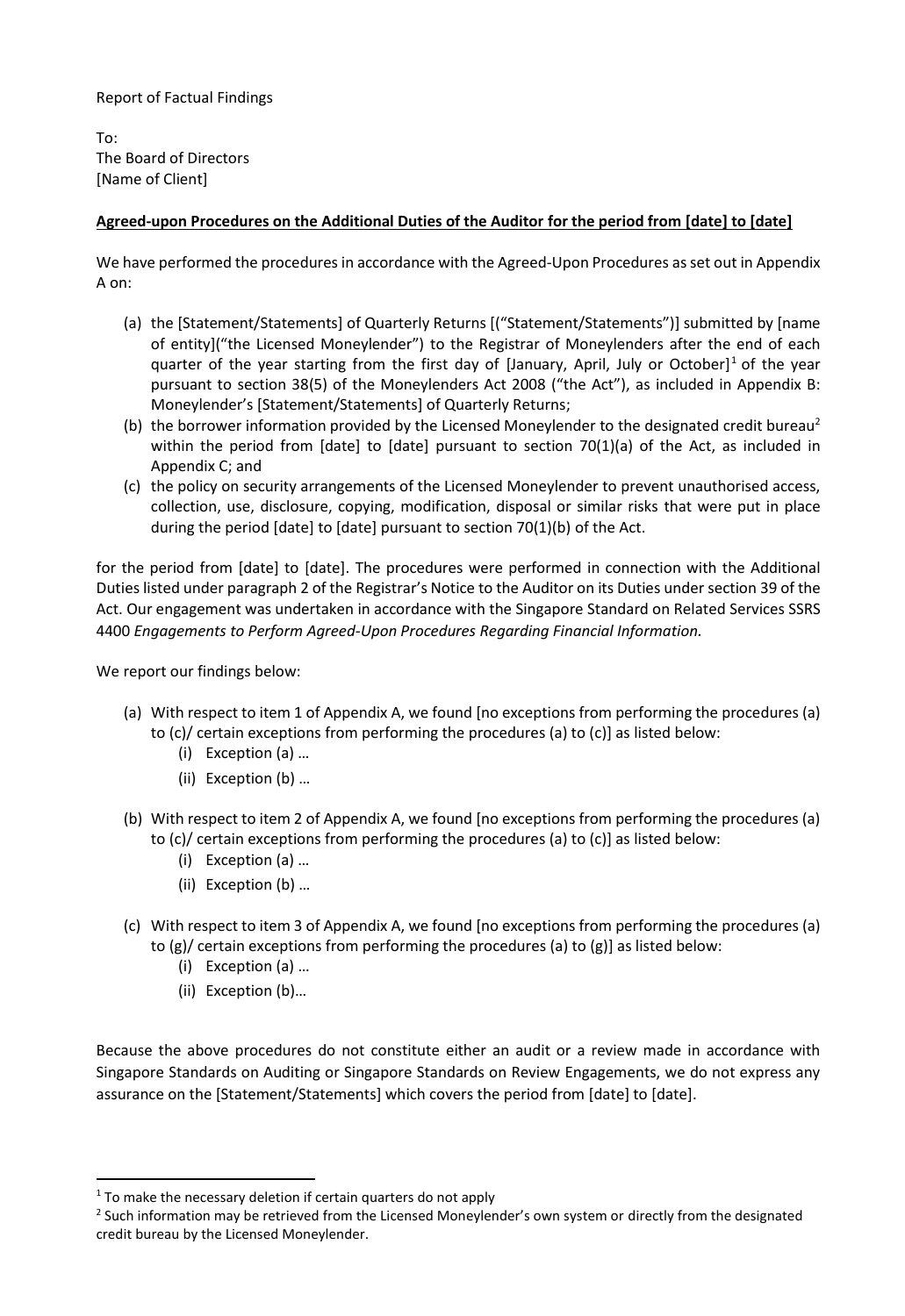Report of Factual Findings

To:
The Board of Directors
[Name of Client]

**Agreed-upon Procedures on the Additional Duties of the Auditor for the period from [date] to [date]**

We have performed the procedures in accordance with the Agreed-Upon Procedures as set out in Appendix A on:

(a) the [Statement/Statements] of Quarterly Returns [("Statement/Statements")] submitted by [name of entity]("the Licensed Moneylender") to the Registrar of Moneylenders after the end of each quarter of the year starting from the first day of [January, April, July or October][1] of the year pursuant to section 38(5) of the Moneylenders Act 2008 ("the Act"), as included in Appendix B: Moneylender's [Statement/Statements] of Quarterly Returns;

(b) the borrower information provided by the Licensed Moneylender to the designated credit bureau[2] within the period from [date] to [date] pursuant to section 70(1)(a) of the Act, as included in Appendix C; and

(c) the policy on security arrangements of the Licensed Moneylender to prevent unauthorised access, collection, use, disclosure, copying, modification, disposal or similar risks that were put in place during the period [date] to [date] pursuant to section 70(1)(b) of the Act.

for the period from [date] to [date]. The procedures were performed in connection with the Additional Duties listed under paragraph 2 of the Registrar's Notice to the Auditor on its Duties under section 39 of the Act. Our engagement was undertaken in accordance with the Singapore Standard on Related Services SSRS 4400 *Engagements to Perform Agreed-Upon Procedures Regarding Financial Information.*

We report our findings below:

(a) With respect to item 1 of Appendix A, we found [no exceptions from performing the procedures (a) to (c)/ certain exceptions from performing the procedures (a) to (c)] as listed below:
   - (i) Exception (a) …
   - (ii) Exception (b) …

(b) With respect to item 2 of Appendix A, we found [no exceptions from performing the procedures (a) to (c)/ certain exceptions from performing the procedures (a) to (c)] as listed below:
   - (i) Exception (a) …
   - (ii) Exception (b) …

(c) With respect to item 3 of Appendix A, we found [no exceptions from performing the procedures (a) to (g)/ certain exceptions from performing the procedures (a) to (g)] as listed below:
   - (i) Exception (a) …
   - (ii) Exception (b)…

Because the above procedures do not constitute either an audit or a review made in accordance with Singapore Standards on Auditing or Singapore Standards on Review Engagements, we do not express any assurance on the [Statement/Statements] which covers the period from [date] to [date].

---

[1] To make the necessary deletion if certain quarters do not apply

[2] Such information may be retrieved from the Licensed Moneylender's own system or directly from the designated credit bureau by the Licensed Moneylender.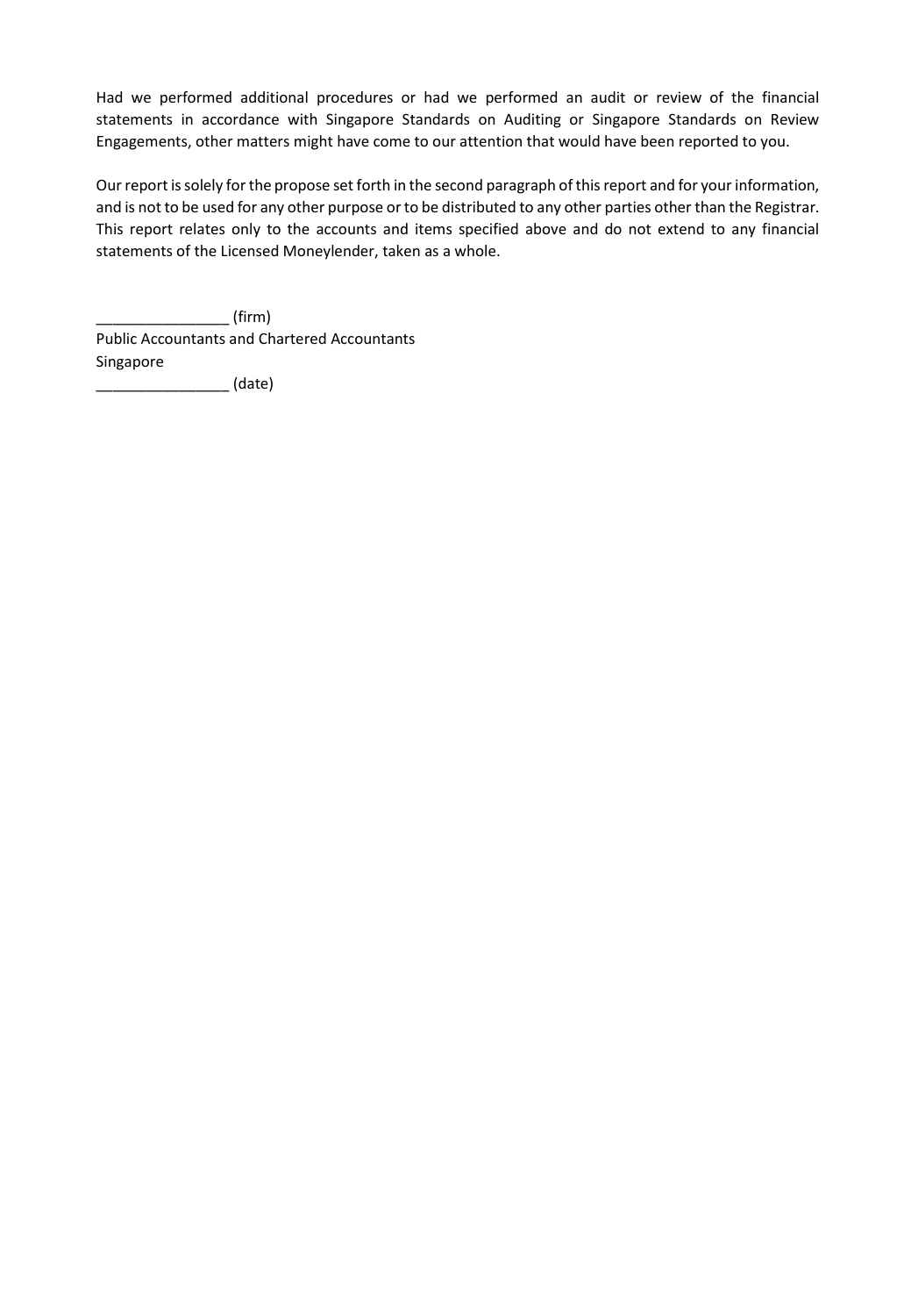Had we performed additional procedures or had we performed an audit or review of the financial statements in accordance with Singapore Standards on Auditing or Singapore Standards on Review Engagements, other matters might have come to our attention that would have been reported to you.

Our report is solely for the propose set forth in the second paragraph of this report and for your information, and is not to be used for any other purpose or to be distributed to any other parties other than the Registrar. This report relates only to the accounts and items specified above and do not extend to any financial statements of the Licensed Moneylender, taken as a whole.

________________ (firm)
Public Accountants and Chartered Accountants
Singapore
________________ (date)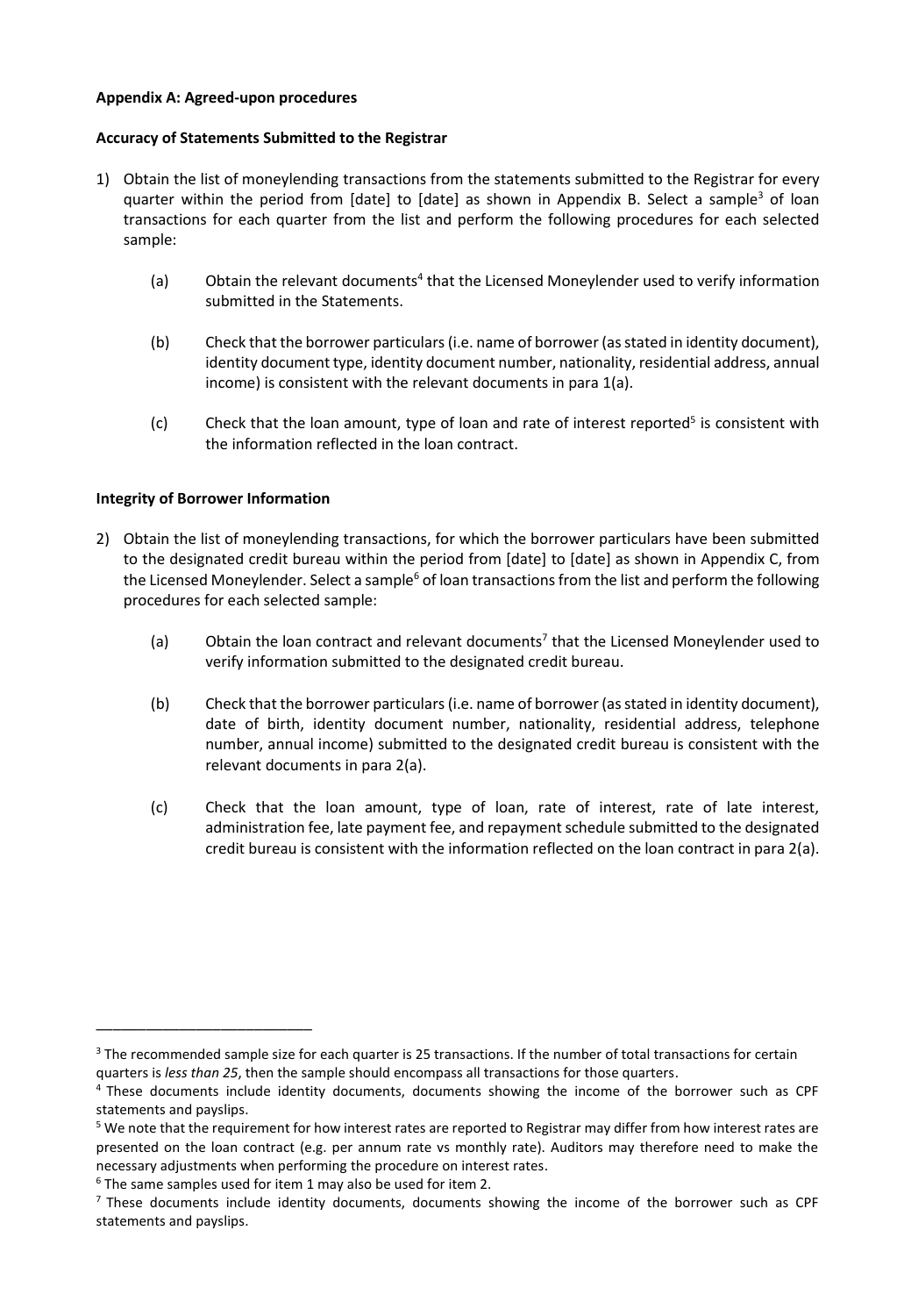**Appendix A: Agreed-upon procedures**

**Accuracy of Statements Submitted to the Registrar**

1) Obtain the list of moneylending transactions from the statements submitted to the Registrar for every quarter within the period from [date] to [date] as shown in Appendix B. Select a sample[3] of loan transactions for each quarter from the list and perform the following procedures for each selected sample:

   (a) Obtain the relevant documents[4] that the Licensed Moneylender used to verify information submitted in the Statements.

   (b) Check that the borrower particulars (i.e. name of borrower (as stated in identity document), identity document type, identity document number, nationality, residential address, annual income) is consistent with the relevant documents in para 1(a).

   (c) Check that the loan amount, type of loan and rate of interest reported[5] is consistent with the information reflected in the loan contract.

**Integrity of Borrower Information**

2) Obtain the list of moneylending transactions, for which the borrower particulars have been submitted to the designated credit bureau within the period from [date] to [date] as shown in Appendix C, from the Licensed Moneylender. Select a sample[6] of loan transactions from the list and perform the following procedures for each selected sample:

   (a) Obtain the loan contract and relevant documents[7] that the Licensed Moneylender used to verify information submitted to the designated credit bureau.

   (b) Check that the borrower particulars (i.e. name of borrower (as stated in identity document), date of birth, identity document number, nationality, residential address, telephone number, annual income) submitted to the designated credit bureau is consistent with the relevant documents in para 2(a).

   (c) Check that the loan amount, type of loan, rate of interest, rate of late interest, administration fee, late payment fee, and repayment schedule submitted to the designated credit bureau is consistent with the information reflected on the loan contract in para 2(a).

---

[3] The recommended sample size for each quarter is 25 transactions. If the number of total transactions for certain quarters is *less than 25*, then the sample should encompass all transactions for those quarters.

[4] These documents include identity documents, documents showing the income of the borrower such as CPF statements and payslips.

[5] We note that the requirement for how interest rates are reported to Registrar may differ from how interest rates are presented on the loan contract (e.g. per annum rate vs monthly rate). Auditors may therefore need to make the necessary adjustments when performing the procedure on interest rates.

[6] The same samples used for item 1 may also be used for item 2.

[7] These documents include identity documents, documents showing the income of the borrower such as CPF statements and payslips.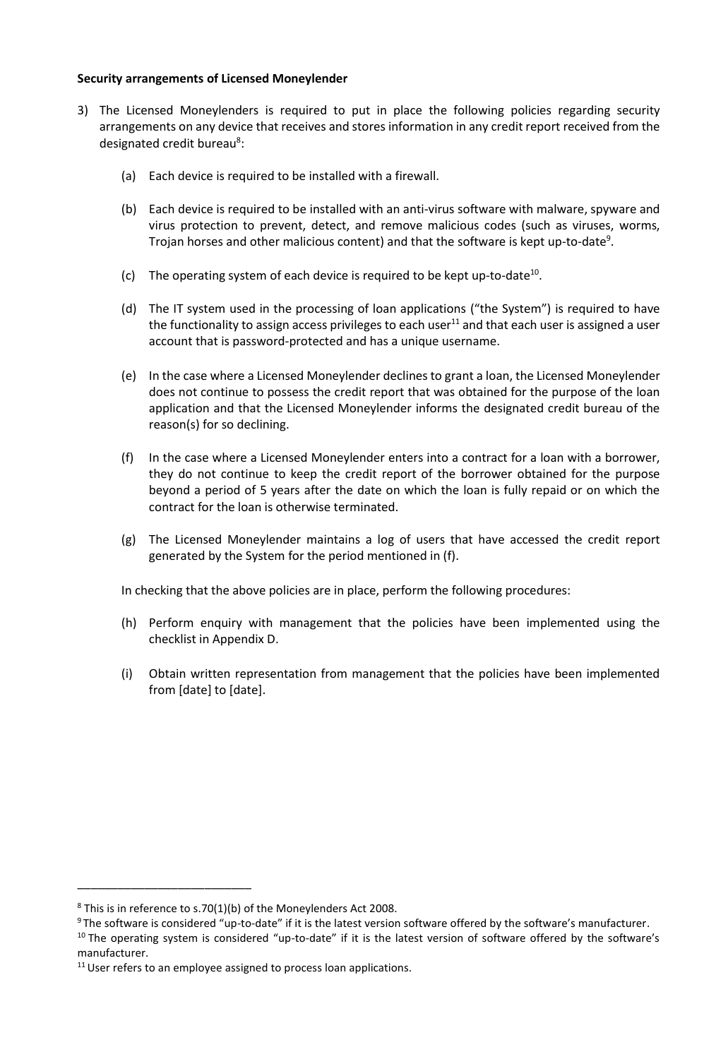**Security arrangements of Licensed Moneylender**

3) The Licensed Moneylenders is required to put in place the following policies regarding security arrangements on any device that receives and stores information in any credit report received from the designated credit bureau[8]:

   (a) Each device is required to be installed with a firewall.

   (b) Each device is required to be installed with an anti-virus software with malware, spyware and virus protection to prevent, detect, and remove malicious codes (such as viruses, worms, Trojan horses and other malicious content) and that the software is kept up-to-date[9].

   (c) The operating system of each device is required to be kept up-to-date[10].

   (d) The IT system used in the processing of loan applications ("the System") is required to have the functionality to assign access privileges to each user[11] and that each user is assigned a user account that is password-protected and has a unique username.

   (e) In the case where a Licensed Moneylender declines to grant a loan, the Licensed Moneylender does not continue to possess the credit report that was obtained for the purpose of the loan application and that the Licensed Moneylender informs the designated credit bureau of the reason(s) for so declining.

   (f) In the case where a Licensed Moneylender enters into a contract for a loan with a borrower, they do not continue to keep the credit report of the borrower obtained for the purpose beyond a period of 5 years after the date on which the loan is fully repaid or on which the contract for the loan is otherwise terminated.

   (g) The Licensed Moneylender maintains a log of users that have accessed the credit report generated by the System for the period mentioned in (f).

   In checking that the above policies are in place, perform the following procedures:

   (h) Perform enquiry with management that the policies have been implemented using the checklist in Appendix D.

   (i) Obtain written representation from management that the policies have been implemented from [date] to [date].

---

[8] This is in reference to s.70(1)(b) of the Moneylenders Act 2008.

[9] The software is considered "up-to-date" if it is the latest version software offered by the software's manufacturer.

[10] The operating system is considered "up-to-date" if it is the latest version of software offered by the software's manufacturer.

[11] User refers to an employee assigned to process loan applications.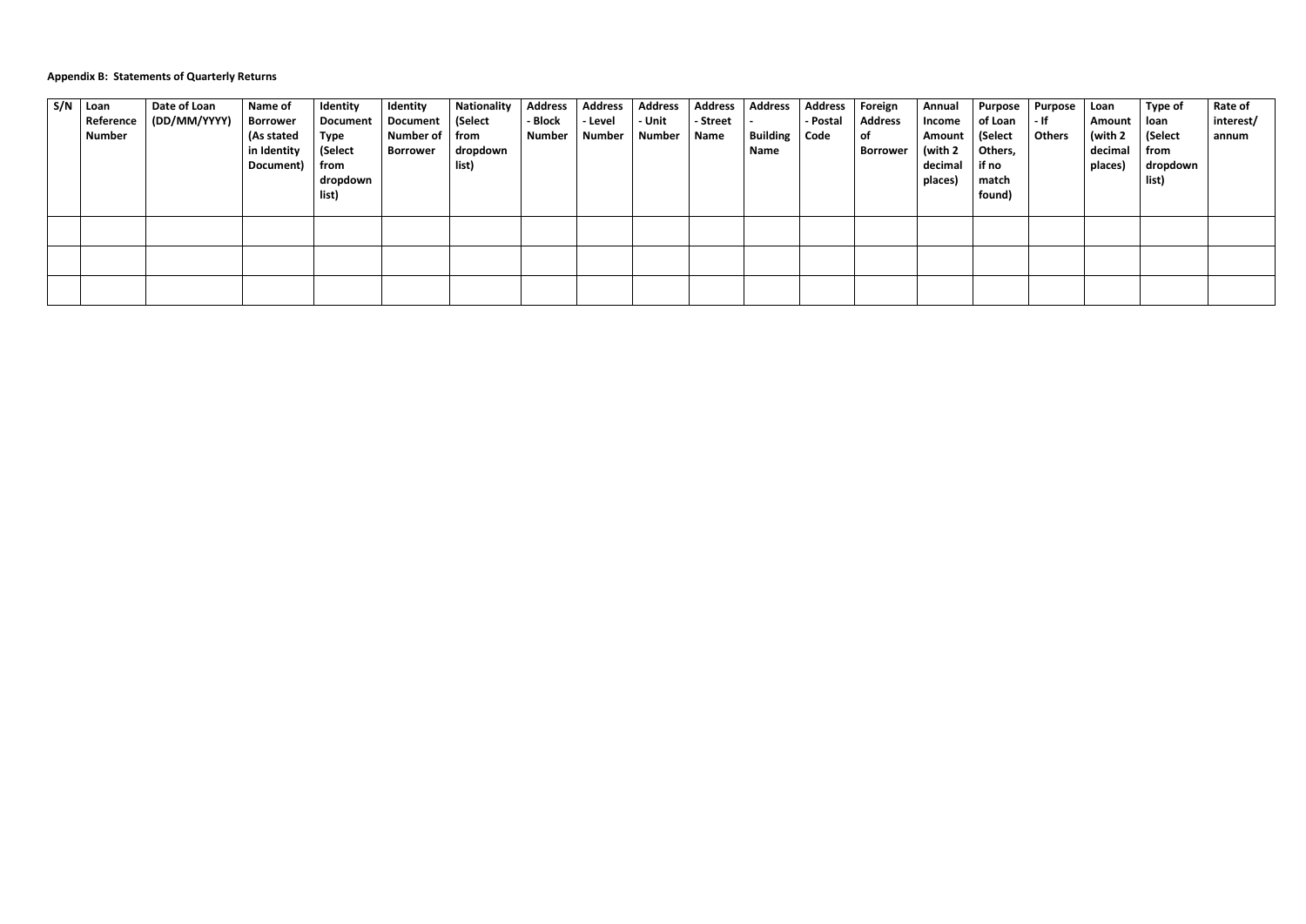**Appendix B: Statements of Quarterly Returns**

| S/N | Loan Reference Number | Date of Loan (DD/MM/YYYY) | Name of Borrower (As stated in Identity Document) | Identity Document Type (Select from dropdown list) | Identity Document Number of Borrower | Nationality (Select from dropdown list) | Address - Block Number | Address - Level Number | Address - Unit Number | Address - Street Name | Address - Building Name | Address - Postal Code | Foreign Address of Borrower | Annual Income Amount (with 2 decimal places) | Purpose of Loan (Select Others, if no match found) | Purpose - If Others | Loan Amount (with 2 decimal places) | Type of loan (Select from dropdown list) | Rate of interest/ annum |
|---|---|---|---|---|---|---|---|---|---|---|---|---|---|---|---|---|---|---|---|
| | | | | | | | | | | | | | | | | | | | |
| | | | | | | | | | | | | | | | | | | | |
| | | | | | | | | | | | | | | | | | | | |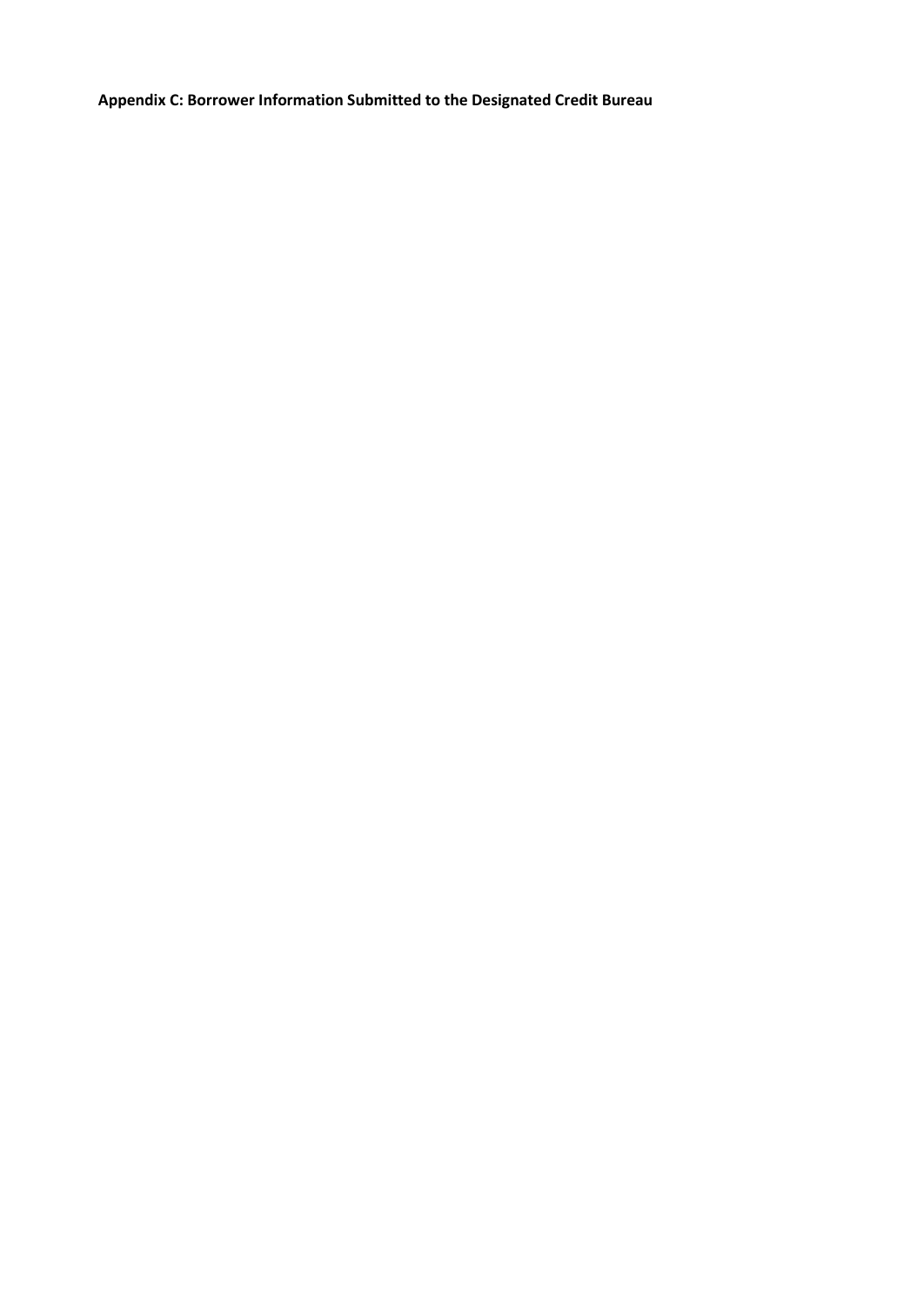**Appendix C: Borrower Information Submitted to the Designated Credit Bureau**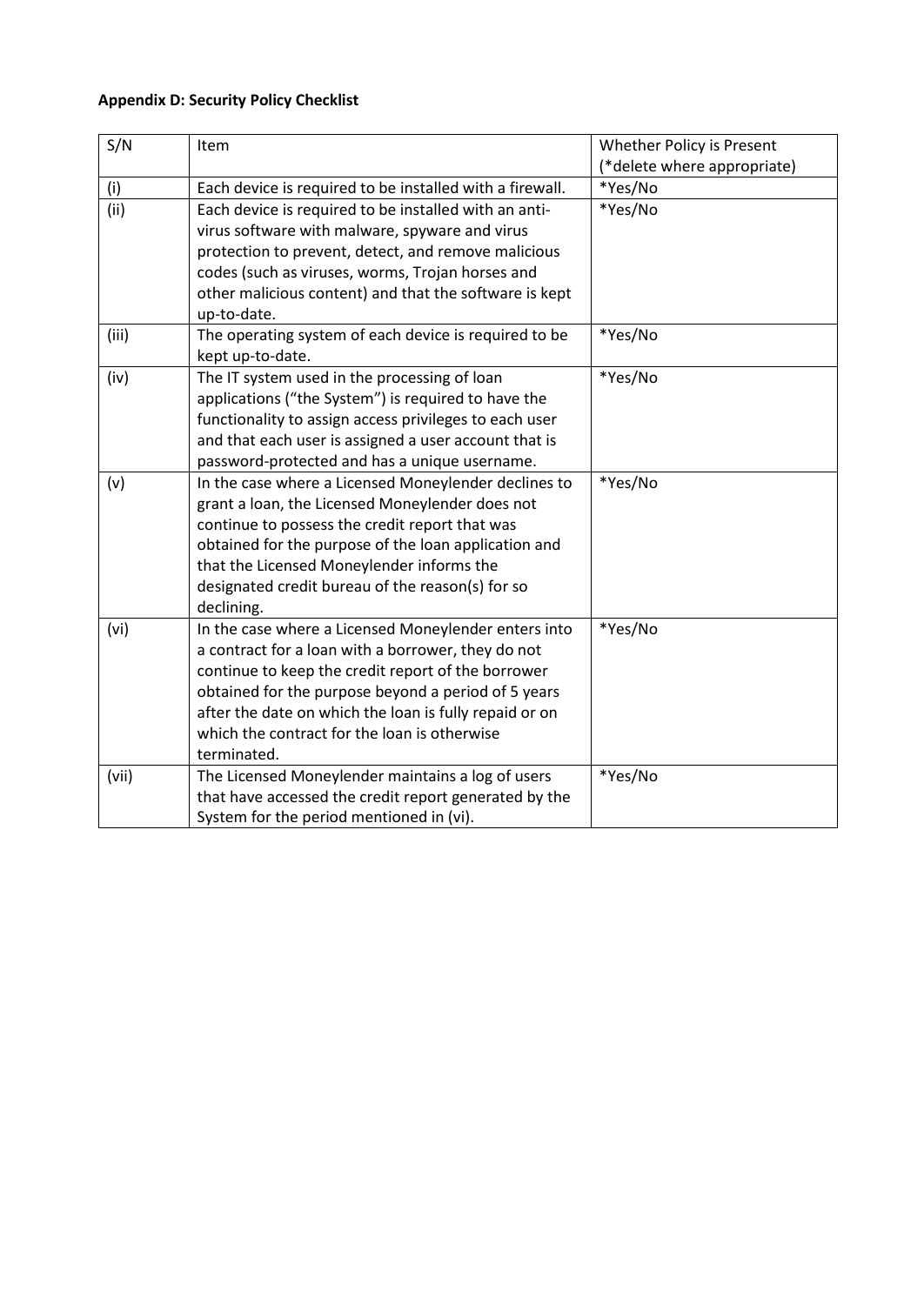**Appendix D: Security Policy Checklist**

| S/N | Item | Whether Policy is Present (*delete where appropriate) |
|---|---|---|
| (i) | Each device is required to be installed with a firewall. | *Yes/No |
| (ii) | Each device is required to be installed with an anti-virus software with malware, spyware and virus protection to prevent, detect, and remove malicious codes (such as viruses, worms, Trojan horses and other malicious content) and that the software is kept up-to-date. | *Yes/No |
| (iii) | The operating system of each device is required to be kept up-to-date. | *Yes/No |
| (iv) | The IT system used in the processing of loan applications ("the System") is required to have the functionality to assign access privileges to each user and that each user is assigned a user account that is password-protected and has a unique username. | *Yes/No |
| (v) | In the case where a Licensed Moneylender declines to grant a loan, the Licensed Moneylender does not continue to possess the credit report that was obtained for the purpose of the loan application and that the Licensed Moneylender informs the designated credit bureau of the reason(s) for so declining. | *Yes/No |
| (vi) | In the case where a Licensed Moneylender enters into a contract for a loan with a borrower, they do not continue to keep the credit report of the borrower obtained for the purpose beyond a period of 5 years after the date on which the loan is fully repaid or on which the contract for the loan is otherwise terminated. | *Yes/No |
| (vii) | The Licensed Moneylender maintains a log of users that have accessed the credit report generated by the System for the period mentioned in (vi). | *Yes/No |